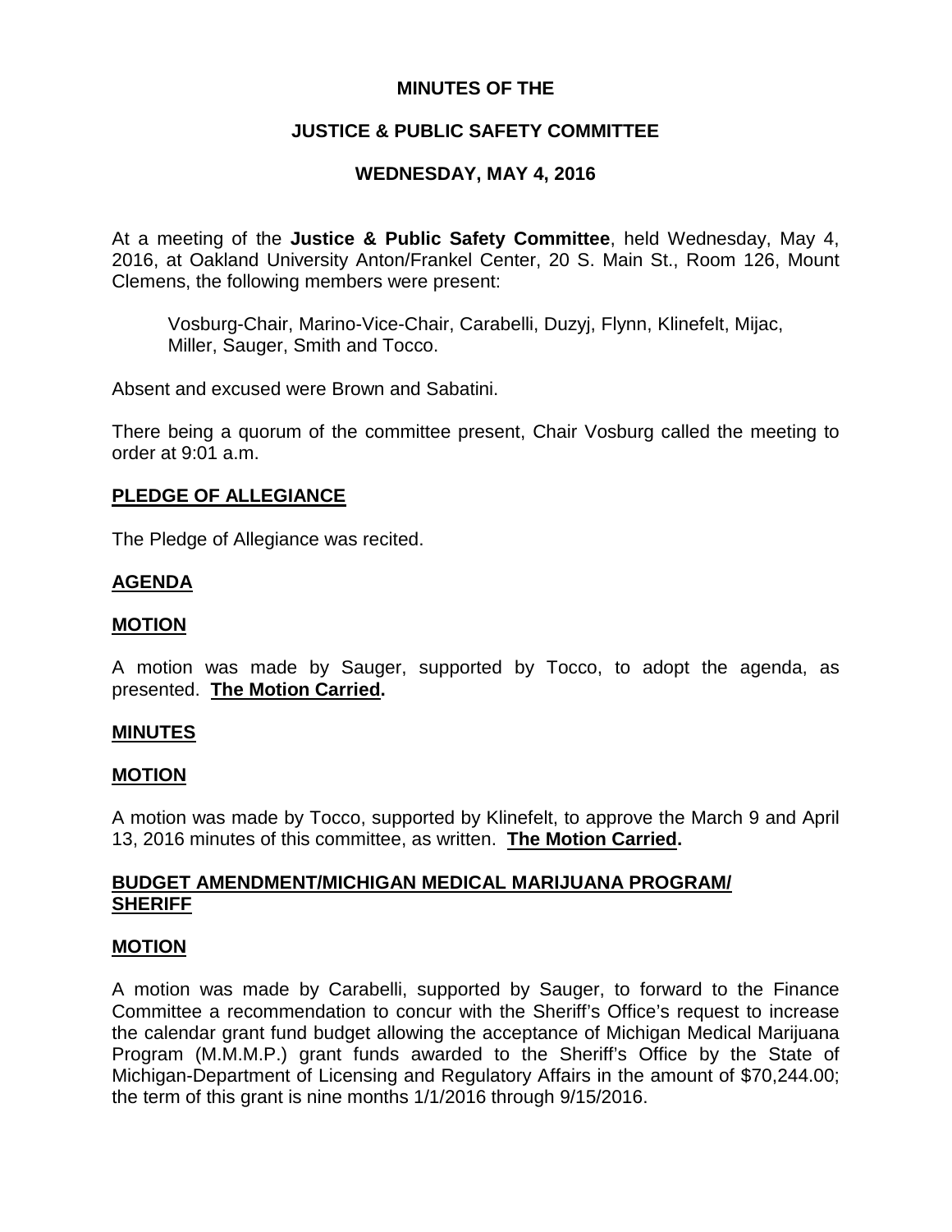**MINUTES OF THE**

**JUSTICE & PUBLIC SAFETY COMMITTEE**

**WEDNESDAY, MAY 4, 2016**

At a meeting of the **Justice & Public Safety Committee**, held Wednesday, May 4, 2016, at Oakland University Anton/Frankel Center, 20 S. Main St., Room 126, Mount Clemens, the following members were present:

Vosburg-Chair, Marino-Vice-Chair, Carabelli, Duzyj, Flynn, Klinefelt, Mijac, Miller, Sauger, Smith and Tocco.

Absent and excused were Brown and Sabatini.

There being a quorum of the committee present, Chair Vosburg called the meeting to order at 9:01 a.m.

**PLEDGE OF ALLEGIANCE**

The Pledge of Allegiance was recited.

**AGENDA**

**MOTION**

A motion was made by Sauger, supported by Tocco, to adopt the agenda, as presented. **The Motion Carried.**

**MINUTES**

**MOTION**

A motion was made by Tocco, supported by Klinefelt, to approve the March 9 and April 13, 2016 minutes of this committee, as written. **The Motion Carried.**

**BUDGET AMENDMENT/MICHIGAN MEDICAL MARIJUANA PROGRAM/ SHERIFF**

**MOTION**

A motion was made by Carabelli, supported by Sauger, to forward to the Finance Committee a recommendation to concur with the Sheriff's Office's request to increase the calendar grant fund budget allowing the acceptance of Michigan Medical Marijuana Program (M.M.M.P.) grant funds awarded to the Sheriff's Office by the State of Michigan-Department of Licensing and Regulatory Affairs in the amount of $70,244.00; the term of this grant is nine months 1/1/2016 through 9/15/2016.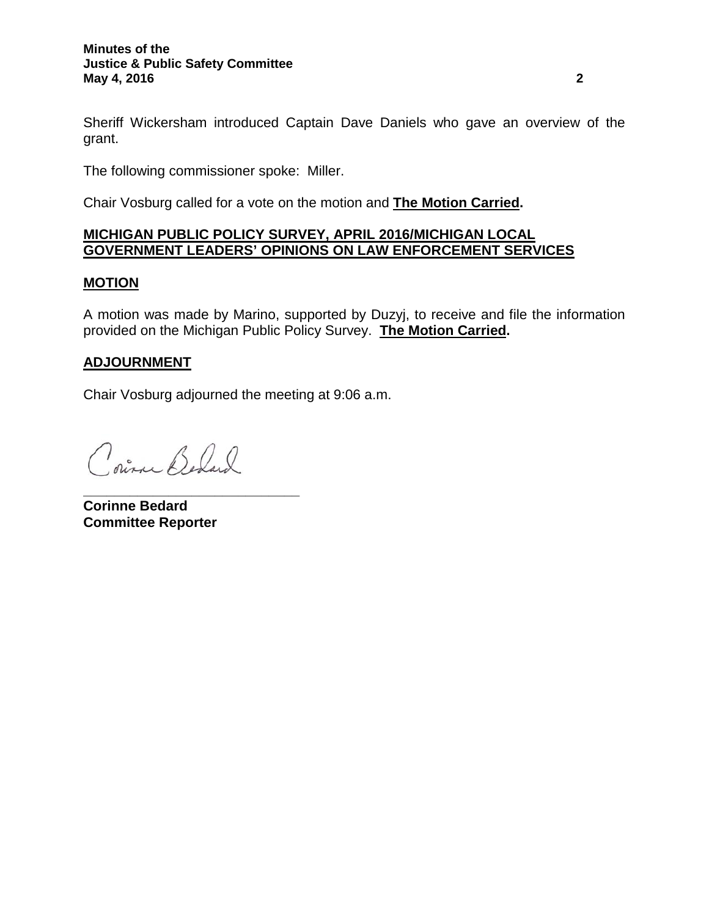Sheriff Wickersham introduced Captain Dave Daniels who gave an overview of the grant.

The following commissioner spoke: Miller.

Chair Vosburg called for a vote on the motion and **The Motion Carried.**

## MICHIGAN PUBLIC POLICY SURVEY, APRIL 2016/MICHIGAN LOCAL GOVERNMENT LEADERS' OPINIONS ON LAW ENFORCEMENT SERVICES

### MOTION

A motion was made by Marino, supported by Duzyj, to receive and file the information provided on the Michigan Public Policy Survey. **The Motion Carried.**

### ADJOURNMENT

Chair Vosburg adjourned the meeting at 9:06 a.m.

______________________________

**Corinne Bedard**
**Committee Reporter**